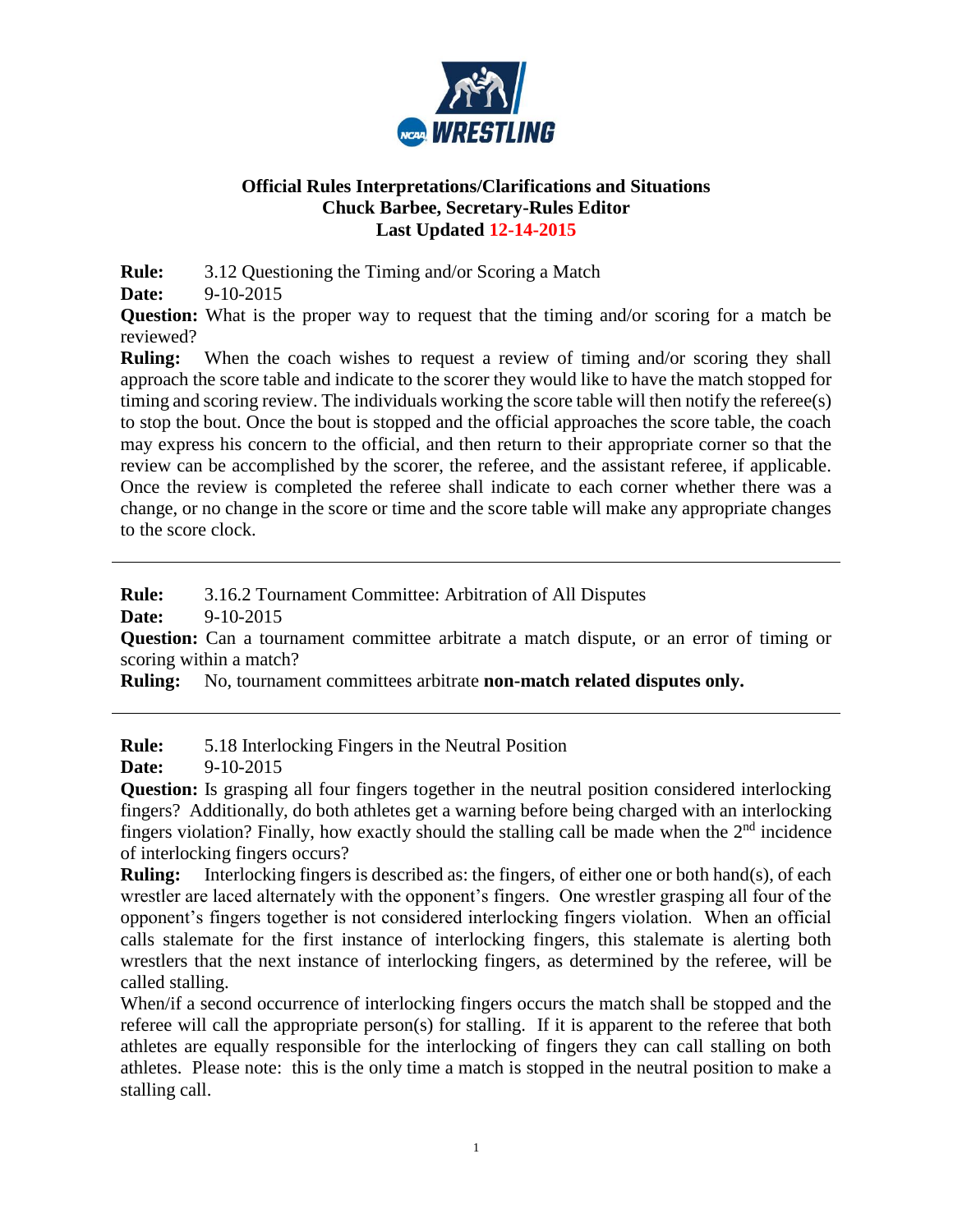**NCAA WRESTLING**

## Official Rules Interpretations/Clarifications and Situations
## Chuck Barbee, Secretary-Rules Editor
## Last Updated 12-14-2015

**Rule:** 3.12 Questioning the Timing and/or Scoring a Match

**Date:** 9-10-2015

**Question:** What is the proper way to request that the timing and/or scoring for a match be reviewed?

**Ruling:** When the coach wishes to request a review of timing and/or scoring they shall approach the score table and indicate to the scorer they would like to have the match stopped for timing and scoring review. The individuals working the score table will then notify the referee(s) to stop the bout. Once the bout is stopped and the official approaches the score table, the coach may express his concern to the official, and then return to their appropriate corner so that the review can be accomplished by the scorer, the referee, and the assistant referee, if applicable. Once the review is completed the referee shall indicate to each corner whether there was a change, or no change in the score or time and the score table will make any appropriate changes to the score clock.

---

**Rule:** 3.16.2 Tournament Committee: Arbitration of All Disputes

**Date:** 9-10-2015

**Question:** Can a tournament committee arbitrate a match dispute, or an error of timing or scoring within a match?

**Ruling:** No, tournament committees arbitrate **non-match related disputes only.**

---

**Rule:** 5.18 Interlocking Fingers in the Neutral Position

**Date:** 9-10-2015

**Question:** Is grasping all four fingers together in the neutral position considered interlocking fingers? Additionally, do both athletes get a warning before being charged with an interlocking fingers violation? Finally, how exactly should the stalling call be made when the 2nd incidence of interlocking fingers occurs?

**Ruling:** Interlocking fingers is described as: the fingers, of either one or both hand(s), of each wrestler are laced alternately with the opponent's fingers. One wrestler grasping all four of the opponent's fingers together is not considered interlocking fingers violation. When an official calls stalemate for the first instance of interlocking fingers, this stalemate is alerting both wrestlers that the next instance of interlocking fingers, as determined by the referee, will be called stalling.

When/if a second occurrence of interlocking fingers occurs the match shall be stopped and the referee will call the appropriate person(s) for stalling. If it is apparent to the referee that both athletes are equally responsible for the interlocking of fingers they can call stalling on both athletes. Please note: this is the only time a match is stopped in the neutral position to make a stalling call.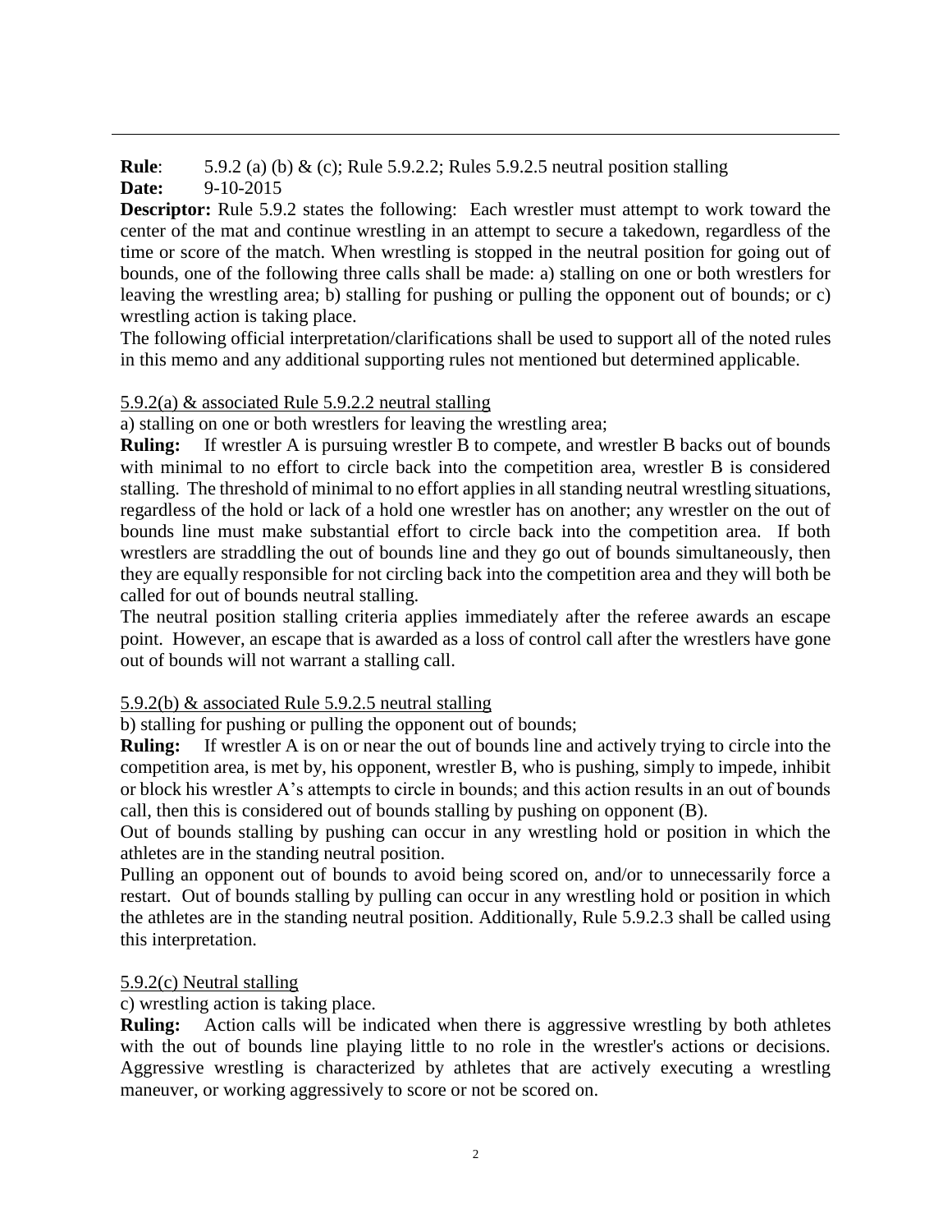**Rule**: 5.9.2 (a) (b) & (c); Rule 5.9.2.2; Rules 5.9.2.5 neutral position stalling

**Date:** 9-10-2015

**Descriptor:** Rule 5.9.2 states the following: Each wrestler must attempt to work toward the center of the mat and continue wrestling in an attempt to secure a takedown, regardless of the time or score of the match. When wrestling is stopped in the neutral position for going out of bounds, one of the following three calls shall be made: a) stalling on one or both wrestlers for leaving the wrestling area; b) stalling for pushing or pulling the opponent out of bounds; or c) wrestling action is taking place.

The following official interpretation/clarifications shall be used to support all of the noted rules in this memo and any additional supporting rules not mentioned but determined applicable.

<u>5.9.2(a) & associated Rule 5.9.2.2 neutral stalling</u>

a) stalling on one or both wrestlers for leaving the wrestling area;

**Ruling:** If wrestler A is pursuing wrestler B to compete, and wrestler B backs out of bounds with minimal to no effort to circle back into the competition area, wrestler B is considered stalling. The threshold of minimal to no effort applies in all standing neutral wrestling situations, regardless of the hold or lack of a hold one wrestler has on another; any wrestler on the out of bounds line must make substantial effort to circle back into the competition area. If both wrestlers are straddling the out of bounds line and they go out of bounds simultaneously, then they are equally responsible for not circling back into the competition area and they will both be called for out of bounds neutral stalling.

The neutral position stalling criteria applies immediately after the referee awards an escape point. However, an escape that is awarded as a loss of control call after the wrestlers have gone out of bounds will not warrant a stalling call.

<u>5.9.2(b) & associated Rule 5.9.2.5 neutral stalling</u>

b) stalling for pushing or pulling the opponent out of bounds;

**Ruling:** If wrestler A is on or near the out of bounds line and actively trying to circle into the competition area, is met by, his opponent, wrestler B, who is pushing, simply to impede, inhibit or block his wrestler A's attempts to circle in bounds; and this action results in an out of bounds call, then this is considered out of bounds stalling by pushing on opponent (B).

Out of bounds stalling by pushing can occur in any wrestling hold or position in which the athletes are in the standing neutral position.

Pulling an opponent out of bounds to avoid being scored on, and/or to unnecessarily force a restart. Out of bounds stalling by pulling can occur in any wrestling hold or position in which the athletes are in the standing neutral position. Additionally, Rule 5.9.2.3 shall be called using this interpretation.

<u>5.9.2(c) Neutral stalling</u>

c) wrestling action is taking place.

**Ruling:** Action calls will be indicated when there is aggressive wrestling by both athletes with the out of bounds line playing little to no role in the wrestler's actions or decisions. Aggressive wrestling is characterized by athletes that are actively executing a wrestling maneuver, or working aggressively to score or not be scored on.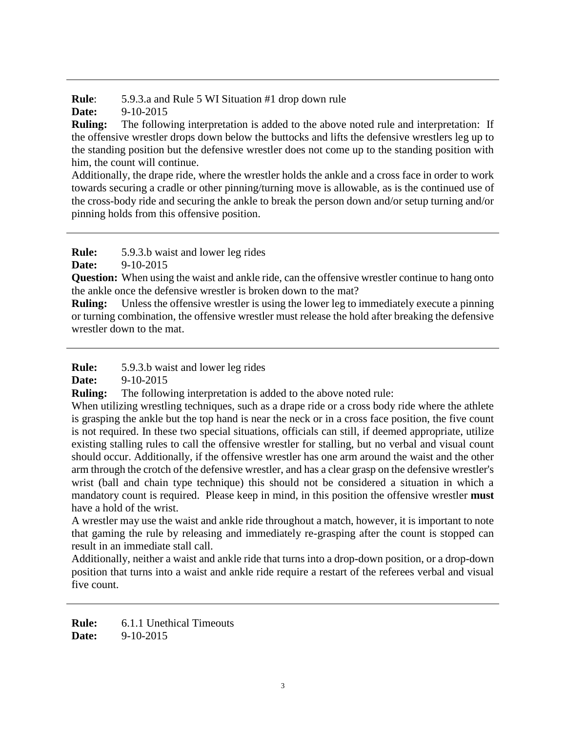---

**Rule**: 5.9.3.a and Rule 5 WI Situation #1 drop down rule
**Date:** 9-10-2015
**Ruling:** The following interpretation is added to the above noted rule and interpretation: If the offensive wrestler drops down below the buttocks and lifts the defensive wrestlers leg up to the standing position but the defensive wrestler does not come up to the standing position with him, the count will continue.
Additionally, the drape ride, where the wrestler holds the ankle and a cross face in order to work towards securing a cradle or other pinning/turning move is allowable, as is the continued use of the cross-body ride and securing the ankle to break the person down and/or setup turning and/or pinning holds from this offensive position.

---

**Rule:** 5.9.3.b waist and lower leg rides
**Date:** 9-10-2015
**Question:** When using the waist and ankle ride, can the offensive wrestler continue to hang onto the ankle once the defensive wrestler is broken down to the mat?
**Ruling:** Unless the offensive wrestler is using the lower leg to immediately execute a pinning or turning combination, the offensive wrestler must release the hold after breaking the defensive wrestler down to the mat.

---

**Rule:** 5.9.3.b waist and lower leg rides
**Date:** 9-10-2015
**Ruling:** The following interpretation is added to the above noted rule:
When utilizing wrestling techniques, such as a drape ride or a cross body ride where the athlete is grasping the ankle but the top hand is near the neck or in a cross face position, the five count is not required. In these two special situations, officials can still, if deemed appropriate, utilize existing stalling rules to call the offensive wrestler for stalling, but no verbal and visual count should occur. Additionally, if the offensive wrestler has one arm around the waist and the other arm through the crotch of the defensive wrestler, and has a clear grasp on the defensive wrestler's wrist (ball and chain type technique) this should not be considered a situation in which a mandatory count is required. Please keep in mind, in this position the offensive wrestler **must** have a hold of the wrist.
A wrestler may use the waist and ankle ride throughout a match, however, it is important to note that gaming the rule by releasing and immediately re-grasping after the count is stopped can result in an immediate stall call.
Additionally, neither a waist and ankle ride that turns into a drop-down position, or a drop-down position that turns into a waist and ankle ride require a restart of the referees verbal and visual five count.

---

**Rule:** 6.1.1 Unethical Timeouts
**Date:** 9-10-2015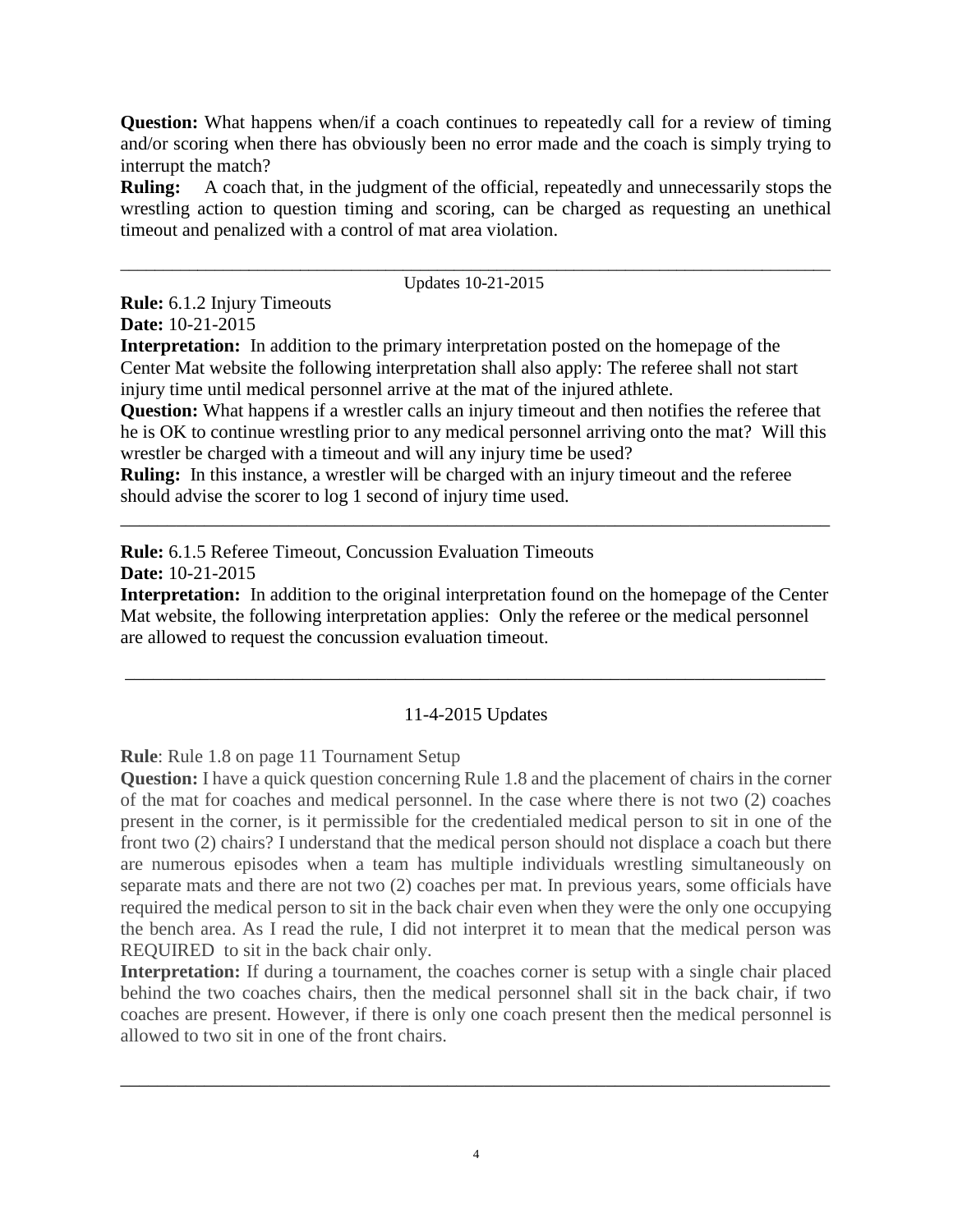**Question:** What happens when/if a coach continues to repeatedly call for a review of timing and/or scoring when there has obviously been no error made and the coach is simply trying to interrupt the match?

**Ruling:** A coach that, in the judgment of the official, repeatedly and unnecessarily stops the wrestling action to question timing and scoring, can be charged as requesting an unethical timeout and penalized with a control of mat area violation.

---

Updates 10-21-2015

**Rule:** 6.1.2 Injury Timeouts

**Date:** 10-21-2015

**Interpretation:** In addition to the primary interpretation posted on the homepage of the Center Mat website the following interpretation shall also apply: The referee shall not start injury time until medical personnel arrive at the mat of the injured athlete.

**Question:** What happens if a wrestler calls an injury timeout and then notifies the referee that he is OK to continue wrestling prior to any medical personnel arriving onto the mat? Will this wrestler be charged with a timeout and will any injury time be used?

**Ruling:** In this instance, a wrestler will be charged with an injury timeout and the referee should advise the scorer to log 1 second of injury time used.

---

**Rule:** 6.1.5 Referee Timeout, Concussion Evaluation Timeouts

**Date:** 10-21-2015

**Interpretation:** In addition to the original interpretation found on the homepage of the Center Mat website, the following interpretation applies: Only the referee or the medical personnel are allowed to request the concussion evaluation timeout.

---

11-4-2015 Updates

**Rule**: Rule 1.8 on page 11 Tournament Setup

**Question:** I have a quick question concerning Rule 1.8 and the placement of chairs in the corner of the mat for coaches and medical personnel. In the case where there is not two (2) coaches present in the corner, is it permissible for the credentialed medical person to sit in one of the front two (2) chairs? I understand that the medical person should not displace a coach but there are numerous episodes when a team has multiple individuals wrestling simultaneously on separate mats and there are not two (2) coaches per mat. In previous years, some officials have required the medical person to sit in the back chair even when they were the only one occupying the bench area. As I read the rule, I did not interpret it to mean that the medical person was REQUIRED to sit in the back chair only.

**Interpretation:** If during a tournament, the coaches corner is setup with a single chair placed behind the two coaches chairs, then the medical personnel shall sit in the back chair, if two coaches are present. However, if there is only one coach present then the medical personnel is allowed to two sit in one of the front chairs.

---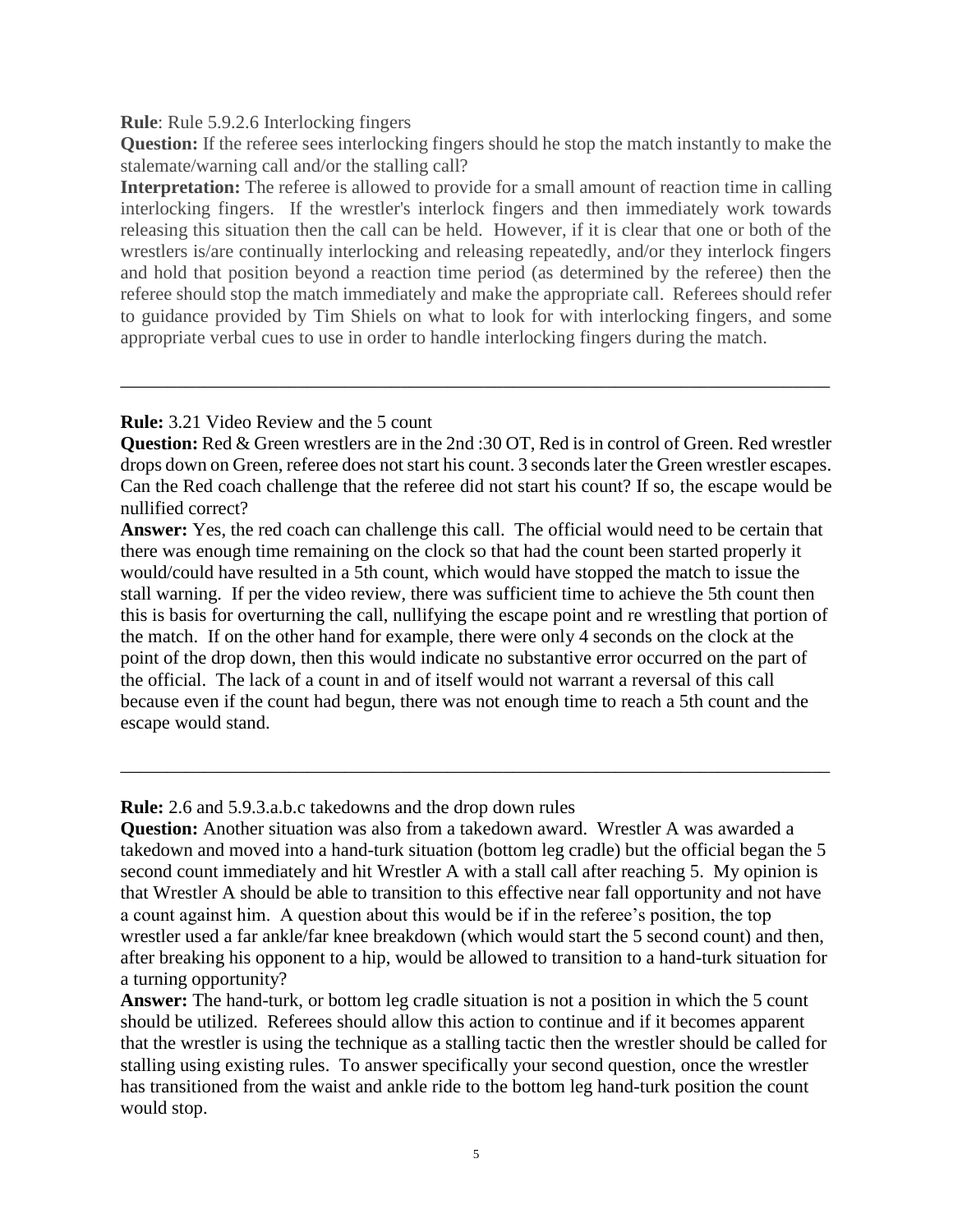**Rule**: Rule 5.9.2.6 Interlocking fingers

**Question:** If the referee sees interlocking fingers should he stop the match instantly to make the stalemate/warning call and/or the stalling call?

**Interpretation:** The referee is allowed to provide for a small amount of reaction time in calling interlocking fingers. If the wrestler's interlock fingers and then immediately work towards releasing this situation then the call can be held. However, if it is clear that one or both of the wrestlers is/are continually interlocking and releasing repeatedly, and/or they interlock fingers and hold that position beyond a reaction time period (as determined by the referee) then the referee should stop the match immediately and make the appropriate call. Referees should refer to guidance provided by Tim Shiels on what to look for with interlocking fingers, and some appropriate verbal cues to use in order to handle interlocking fingers during the match.

---

**Rule:** 3.21 Video Review and the 5 count

**Question:** Red & Green wrestlers are in the 2nd :30 OT, Red is in control of Green. Red wrestler drops down on Green, referee does not start his count. 3 seconds later the Green wrestler escapes. Can the Red coach challenge that the referee did not start his count? If so, the escape would be nullified correct?

**Answer:** Yes, the red coach can challenge this call. The official would need to be certain that there was enough time remaining on the clock so that had the count been started properly it would/could have resulted in a 5th count, which would have stopped the match to issue the stall warning. If per the video review, there was sufficient time to achieve the 5th count then this is basis for overturning the call, nullifying the escape point and re wrestling that portion of the match. If on the other hand for example, there were only 4 seconds on the clock at the point of the drop down, then this would indicate no substantive error occurred on the part of the official. The lack of a count in and of itself would not warrant a reversal of this call because even if the count had begun, there was not enough time to reach a 5th count and the escape would stand.

---

**Rule:** 2.6 and 5.9.3.a.b.c takedowns and the drop down rules

**Question:** Another situation was also from a takedown award. Wrestler A was awarded a takedown and moved into a hand-turk situation (bottom leg cradle) but the official began the 5 second count immediately and hit Wrestler A with a stall call after reaching 5. My opinion is that Wrestler A should be able to transition to this effective near fall opportunity and not have a count against him. A question about this would be if in the referee's position, the top wrestler used a far ankle/far knee breakdown (which would start the 5 second count) and then, after breaking his opponent to a hip, would be allowed to transition to a hand-turk situation for a turning opportunity?

**Answer:** The hand-turk, or bottom leg cradle situation is not a position in which the 5 count should be utilized. Referees should allow this action to continue and if it becomes apparent that the wrestler is using the technique as a stalling tactic then the wrestler should be called for stalling using existing rules. To answer specifically your second question, once the wrestler has transitioned from the waist and ankle ride to the bottom leg hand-turk position the count would stop.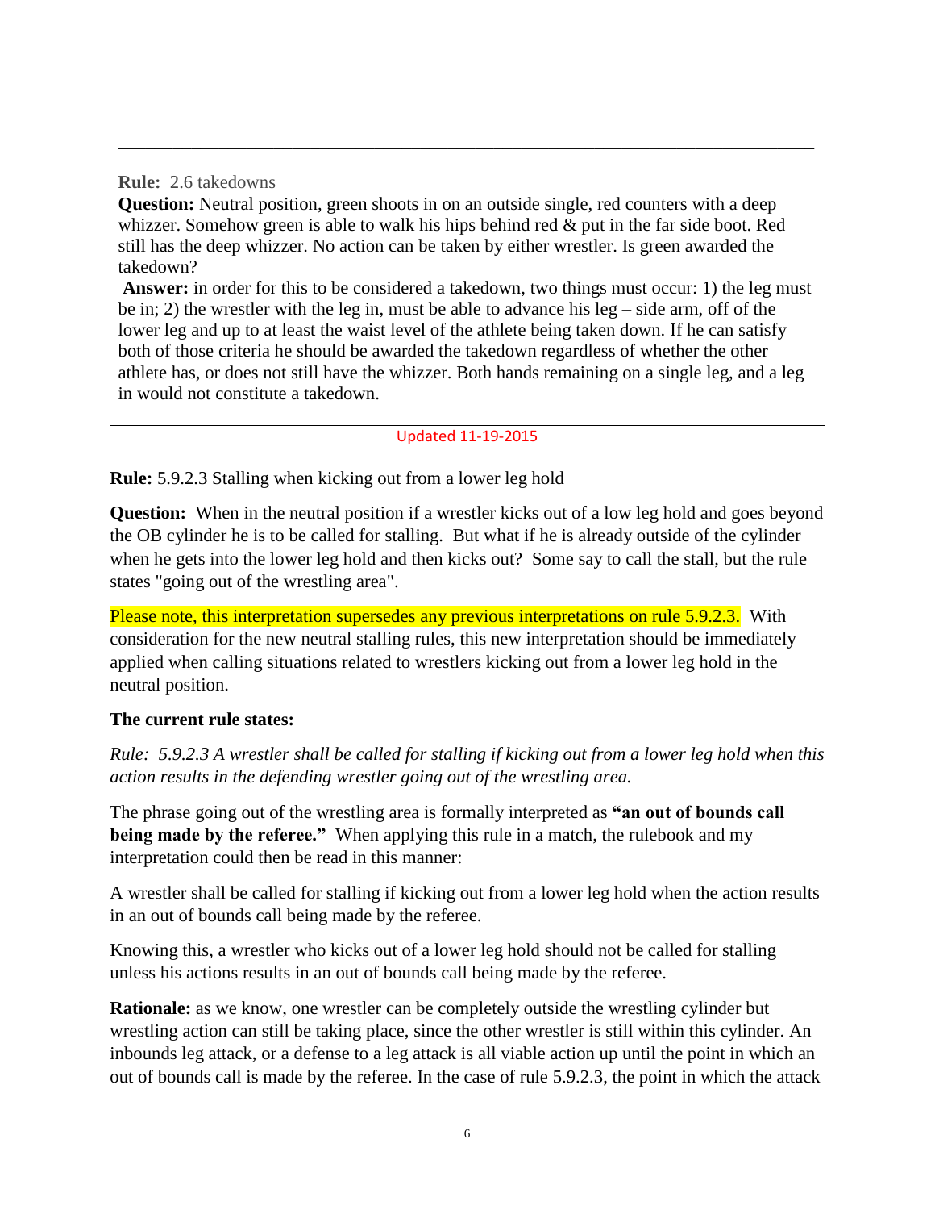---

**Rule:** 2.6 takedowns

**Question:** Neutral position, green shoots in on an outside single, red counters with a deep whizzer. Somehow green is able to walk his hips behind red & put in the far side boot. Red still has the deep whizzer. No action can be taken by either wrestler. Is green awarded the takedown?

**Answer:** in order for this to be considered a takedown, two things must occur: 1) the leg must be in; 2) the wrestler with the leg in, must be able to advance his leg – side arm, off of the lower leg and up to at least the waist level of the athlete being taken down. If he can satisfy both of those criteria he should be awarded the takedown regardless of whether the other athlete has, or does not still have the whizzer. Both hands remaining on a single leg, and a leg in would not constitute a takedown.

---

Updated 11-19-2015

**Rule:** 5.9.2.3 Stalling when kicking out from a lower leg hold

**Question:** When in the neutral position if a wrestler kicks out of a low leg hold and goes beyond the OB cylinder he is to be called for stalling. But what if he is already outside of the cylinder when he gets into the lower leg hold and then kicks out? Some say to call the stall, but the rule states "going out of the wrestling area".

Please note, this interpretation supersedes any previous interpretations on rule 5.9.2.3. With consideration for the new neutral stalling rules, this new interpretation should be immediately applied when calling situations related to wrestlers kicking out from a lower leg hold in the neutral position.

**The current rule states:**

*Rule: 5.9.2.3 A wrestler shall be called for stalling if kicking out from a lower leg hold when this action results in the defending wrestler going out of the wrestling area.*

The phrase going out of the wrestling area is formally interpreted as **"an out of bounds call being made by the referee."** When applying this rule in a match, the rulebook and my interpretation could then be read in this manner:

A wrestler shall be called for stalling if kicking out from a lower leg hold when the action results in an out of bounds call being made by the referee.

Knowing this, a wrestler who kicks out of a lower leg hold should not be called for stalling unless his actions results in an out of bounds call being made by the referee.

**Rationale:** as we know, one wrestler can be completely outside the wrestling cylinder but wrestling action can still be taking place, since the other wrestler is still within this cylinder. An inbounds leg attack, or a defense to a leg attack is all viable action up until the point in which an out of bounds call is made by the referee. In the case of rule 5.9.2.3, the point in which the attack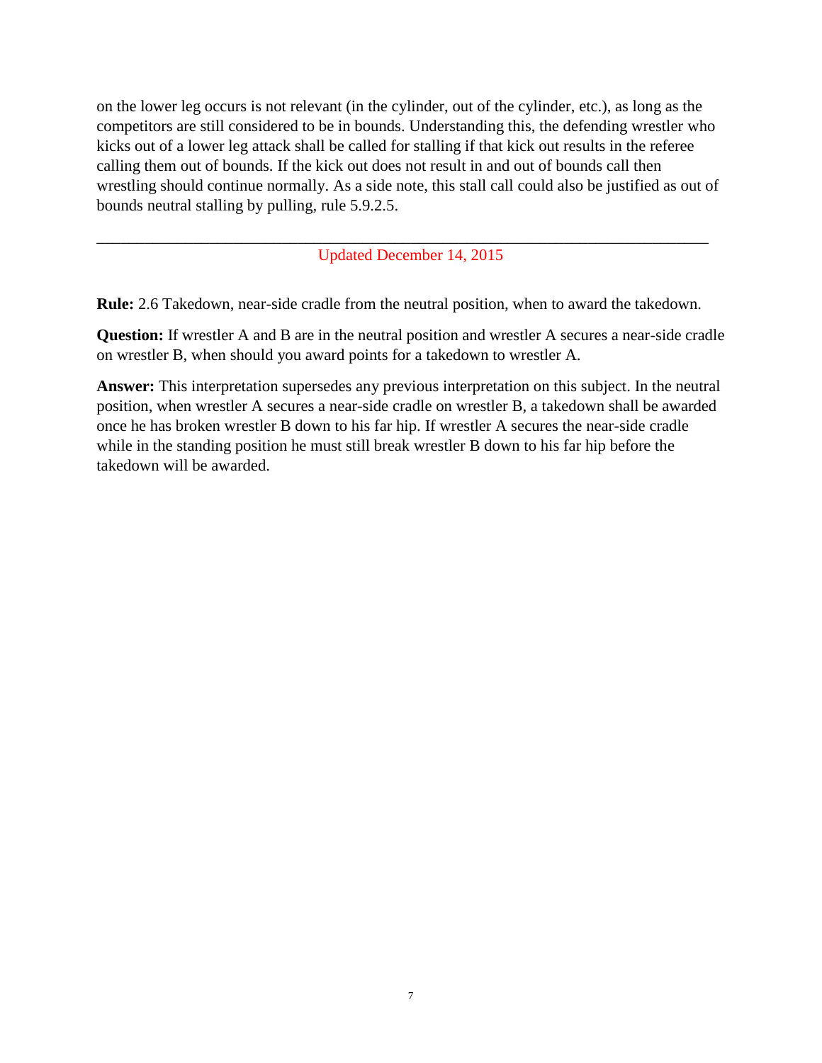on the lower leg occurs is not relevant (in the cylinder, out of the cylinder, etc.), as long as the competitors are still considered to be in bounds. Understanding this, the defending wrestler who kicks out of a lower leg attack shall be called for stalling if that kick out results in the referee calling them out of bounds. If the kick out does not result in and out of bounds call then wrestling should continue normally. As a side note, this stall call could also be justified as out of bounds neutral stalling by pulling, rule 5.9.2.5.

---

Updated December 14, 2015

**Rule:** 2.6 Takedown, near-side cradle from the neutral position, when to award the takedown.

**Question:** If wrestler A and B are in the neutral position and wrestler A secures a near-side cradle on wrestler B, when should you award points for a takedown to wrestler A.

**Answer:** This interpretation supersedes any previous interpretation on this subject. In the neutral position, when wrestler A secures a near-side cradle on wrestler B, a takedown shall be awarded once he has broken wrestler B down to his far hip. If wrestler A secures the near-side cradle while in the standing position he must still break wrestler B down to his far hip before the takedown will be awarded.